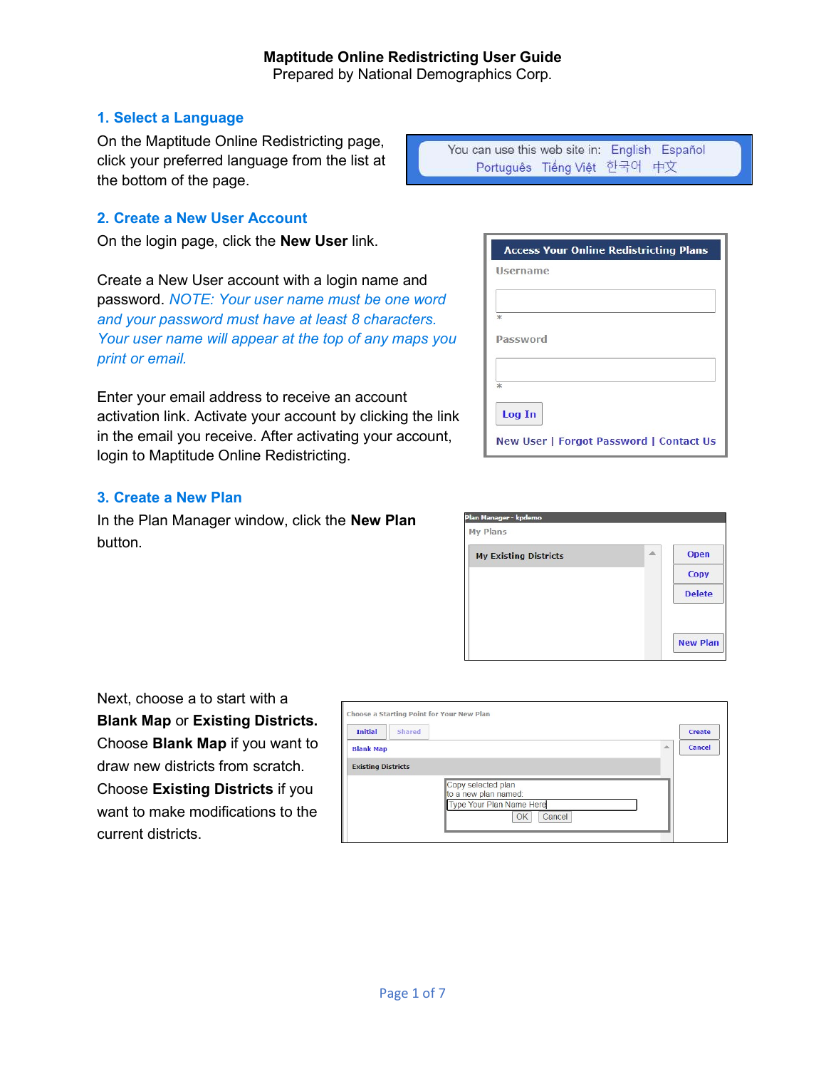**Maptitude Online Redistricting User Guide**
Prepared by National Demographics Corp.

## 1. Select a Language

On the Maptitude Online Redistricting page, click your preferred language from the list at the bottom of the page.

You can use this web site in: English Español Português Tiếng Việt 한국어 中文

## 2. Create a New User Account

On the login page, click the **New User** link.

Create a New User account with a login name and password. *NOTE: Your user name must be one word and your password must have at least 8 characters. Your user name will appear at the top of any maps you print or email.*

Enter your email address to receive an account activation link. Activate your account by clicking the link in the email you receive. After activating your account, login to Maptitude Online Redistricting.

Access Your Online Redistricting Plans
Username
*
Password
*
Log In
New User | Forgot Password | Contact Us

## 3. Create a New Plan

In the Plan Manager window, click the **New Plan** button.

Plan Manager - kpdemo
My Plans
My Existing Districts
Open
Copy
Delete
New Plan

Next, choose a to start with a **Blank Map** or **Existing Districts.** Choose **Blank Map** if you want to draw new districts from scratch. Choose **Existing Districts** if you want to make modifications to the current districts.

Choose a Starting Point for Your New Plan
Initial | Shared
Blank Map
Existing Districts
Create
Cancel
Copy selected plan to a new plan named:
Type Your Plan Name Here
OK Cancel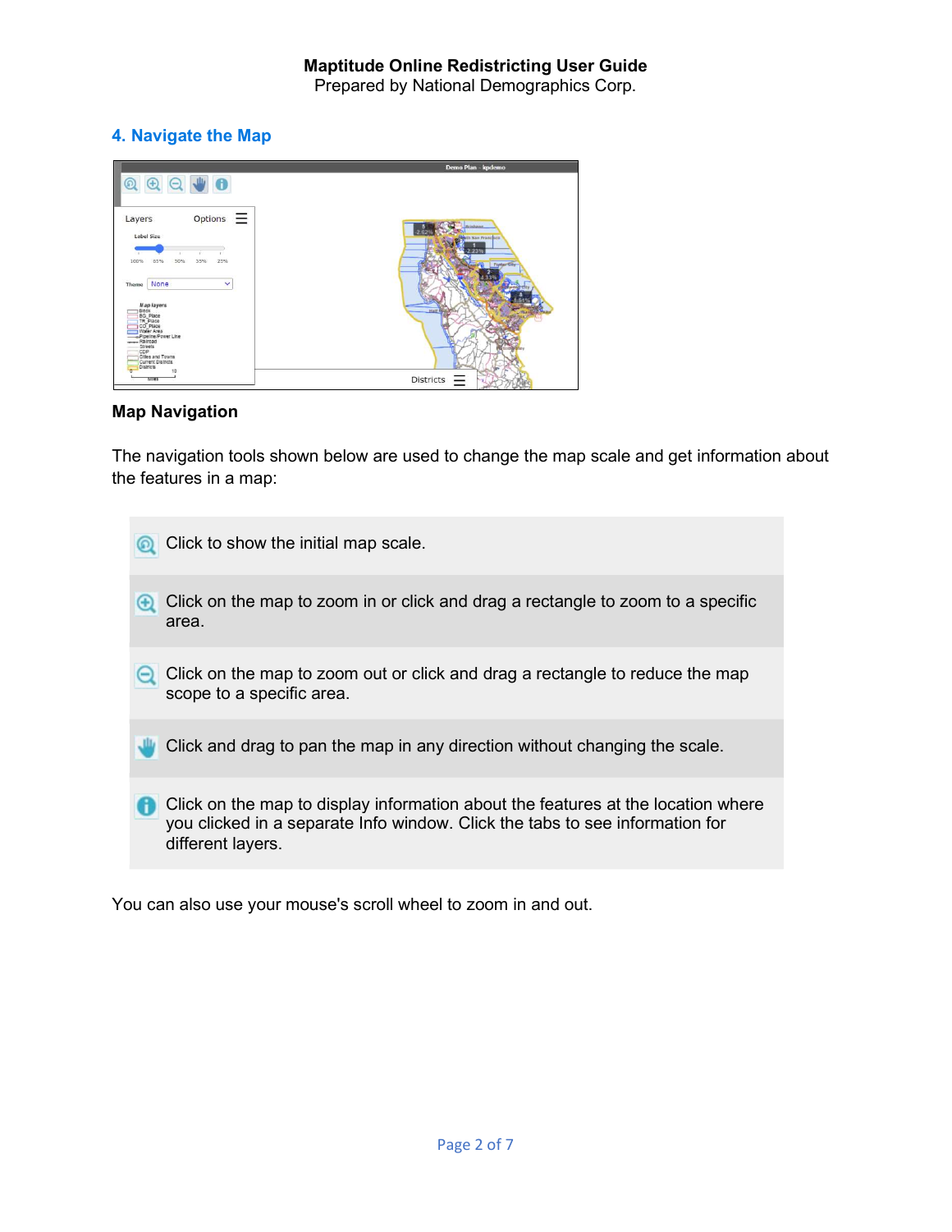## 4. Navigate the Map

### Map Navigation

The navigation tools shown below are used to change the map scale and get information about the features in a map:

| | |
|---|---|
| | Click to show the initial map scale. |
| | Click on the map to zoom in or click and drag a rectangle to zoom to a specific area. |
| | Click on the map to zoom out or click and drag a rectangle to reduce the map scope to a specific area. |
| | Click and drag to pan the map in any direction without changing the scale. |
| | Click on the map to display information about the features at the location where you clicked in a separate Info window. Click the tabs to see information for different layers. |

You can also use your mouse's scroll wheel to zoom in and out.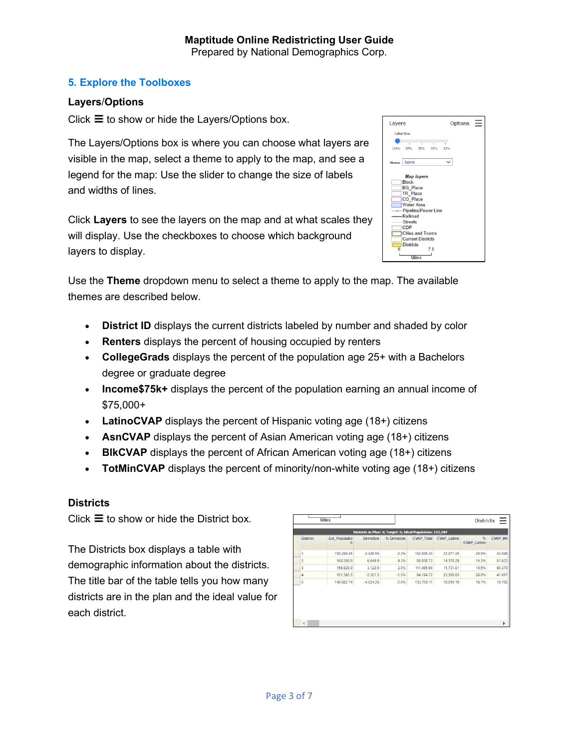## 5. Explore the Toolboxes

### Layers/Options

Click ☰ to show or hide the Layers/Options box.

The Layers/Options box is where you can choose what layers are visible in the map, select a theme to apply to the map, and see a legend for the map: Use the slider to change the size of labels and widths of lines.

Click **Layers** to see the layers on the map and at what scales they will display. Use the checkboxes to choose which background layers to display.

Use the **Theme** dropdown menu to select a theme to apply to the map. The available themes are described below.

- **District ID** displays the current districts labeled by number and shaded by color
- **Renters** displays the percent of housing occupied by renters
- **CollegeGrads** displays the percent of the population age 25+ with a Bachelors degree or graduate degree
- **Income$75k+** displays the percent of the population earning an annual income of $75,000+
- **LatinoCVAP** displays the percent of Hispanic voting age (18+) citizens
- **AsnCVAP** displays the percent of Asian American voting age (18+) citizens
- **BlkCVAP** displays the percent of African American voting age (18+) citizens
- **TotMinCVAP** displays the percent of minority/non-white voting age (18+) citizens

### Districts

Click ☰ to show or hide the District box.

The Districts box displays a table with demographic information about the districts. The title bar of the table tells you how many districts are in the plan and the ideal value for each district.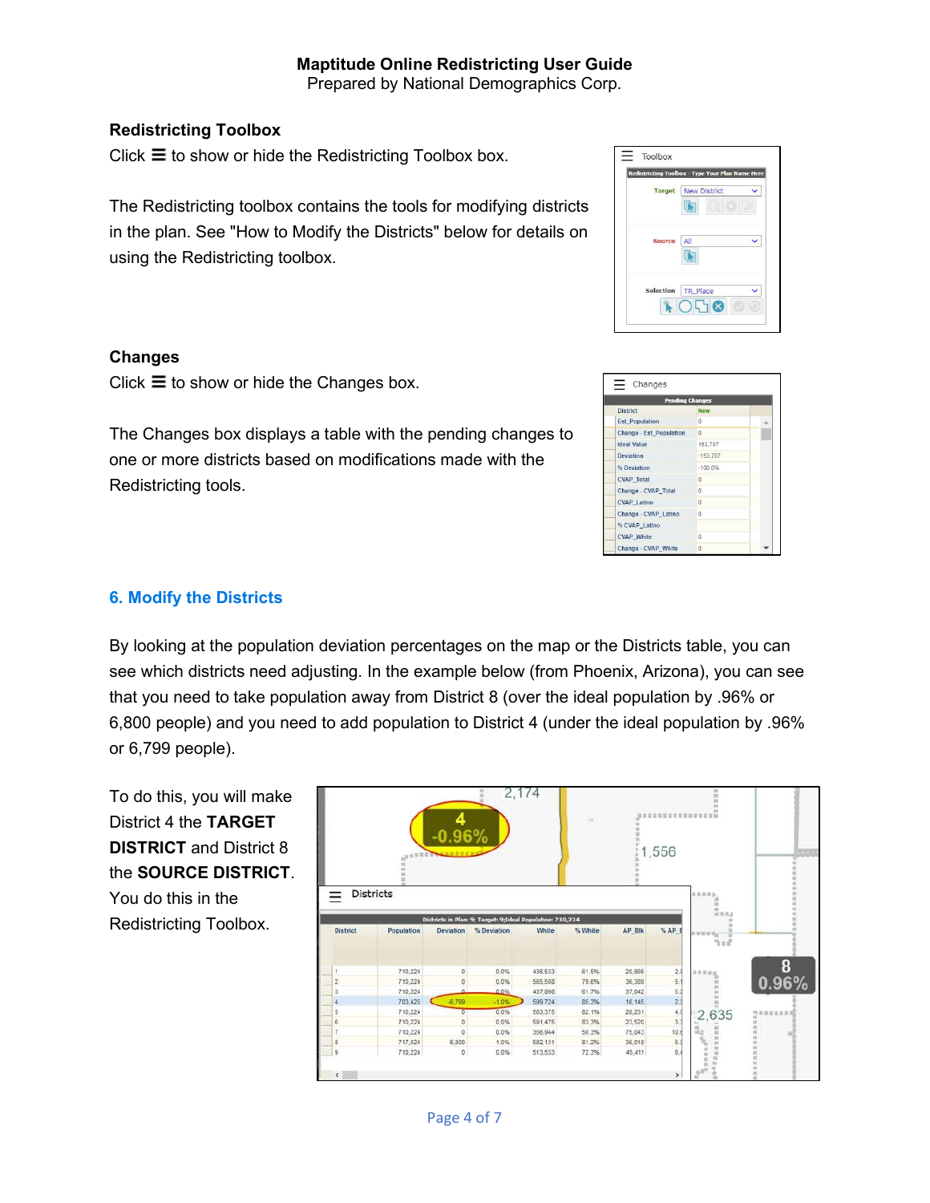**Maptitude Online Redistricting User Guide**
Prepared by National Demographics Corp.

**Redistricting Toolbox**

Click ☰ to show or hide the Redistricting Toolbox box.

The Redistricting toolbox contains the tools for modifying districts in the plan. See "How to Modify the Districts" below for details on using the Redistricting toolbox.

**Changes**

Click ☰ to show or hide the Changes box.

The Changes box displays a table with the pending changes to one or more districts based on modifications made with the Redistricting tools.

## 6. Modify the Districts

By looking at the population deviation percentages on the map or the Districts table, you can see which districts need adjusting. In the example below (from Phoenix, Arizona), you can see that you need to take population away from District 8 (over the ideal population by .96% or 6,800 people) and you need to add population to District 4 (under the ideal population by .96% or 6,799 people).

To do this, you will make District 4 the **TARGET DISTRICT** and District 8 the **SOURCE DISTRICT**. You do this in the Redistricting Toolbox.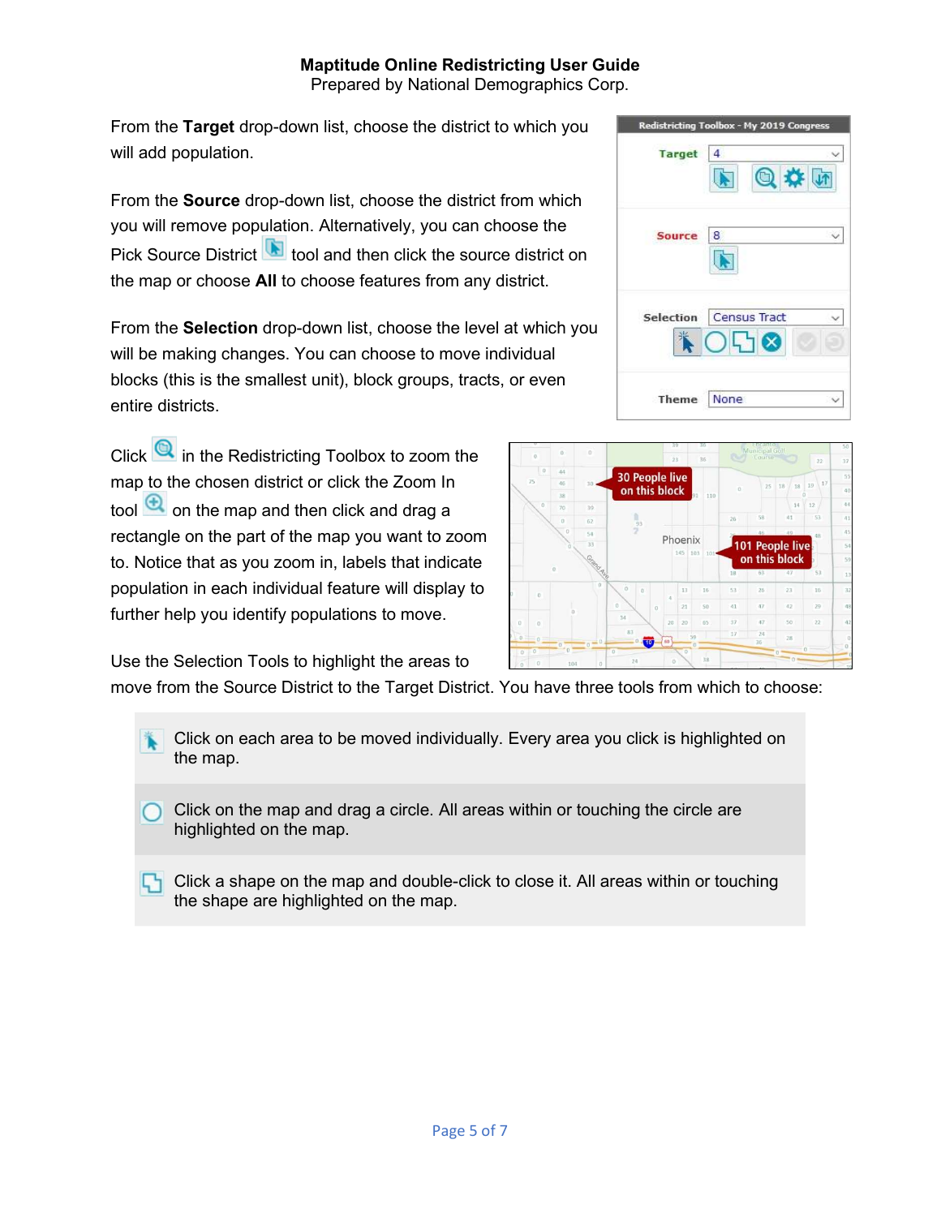From the **Target** drop-down list, choose the district to which you will add population.

From the **Source** drop-down list, choose the district from which you will remove population. Alternatively, you can choose the Pick Source District tool and then click the source district on the map or choose **All** to choose features from any district.

From the **Selection** drop-down list, choose the level at which you will be making changes. You can choose to move individual blocks (this is the smallest unit), block groups, tracts, or even entire districts.

Click in the Redistricting Toolbox to zoom the map to the chosen district or click the Zoom In tool on the map and then click and drag a rectangle on the part of the map you want to zoom to. Notice that as you zoom in, labels that indicate population in each individual feature will display to further help you identify populations to move.

Use the Selection Tools to highlight the areas to move from the Source District to the Target District. You have three tools from which to choose:

| | |
|---|---|
| | Click on each area to be moved individually. Every area you click is highlighted on the map. |
| | Click on the map and drag a circle. All areas within or touching the circle are highlighted on the map. |
| | Click a shape on the map and double-click to close it. All areas within or touching the shape are highlighted on the map. |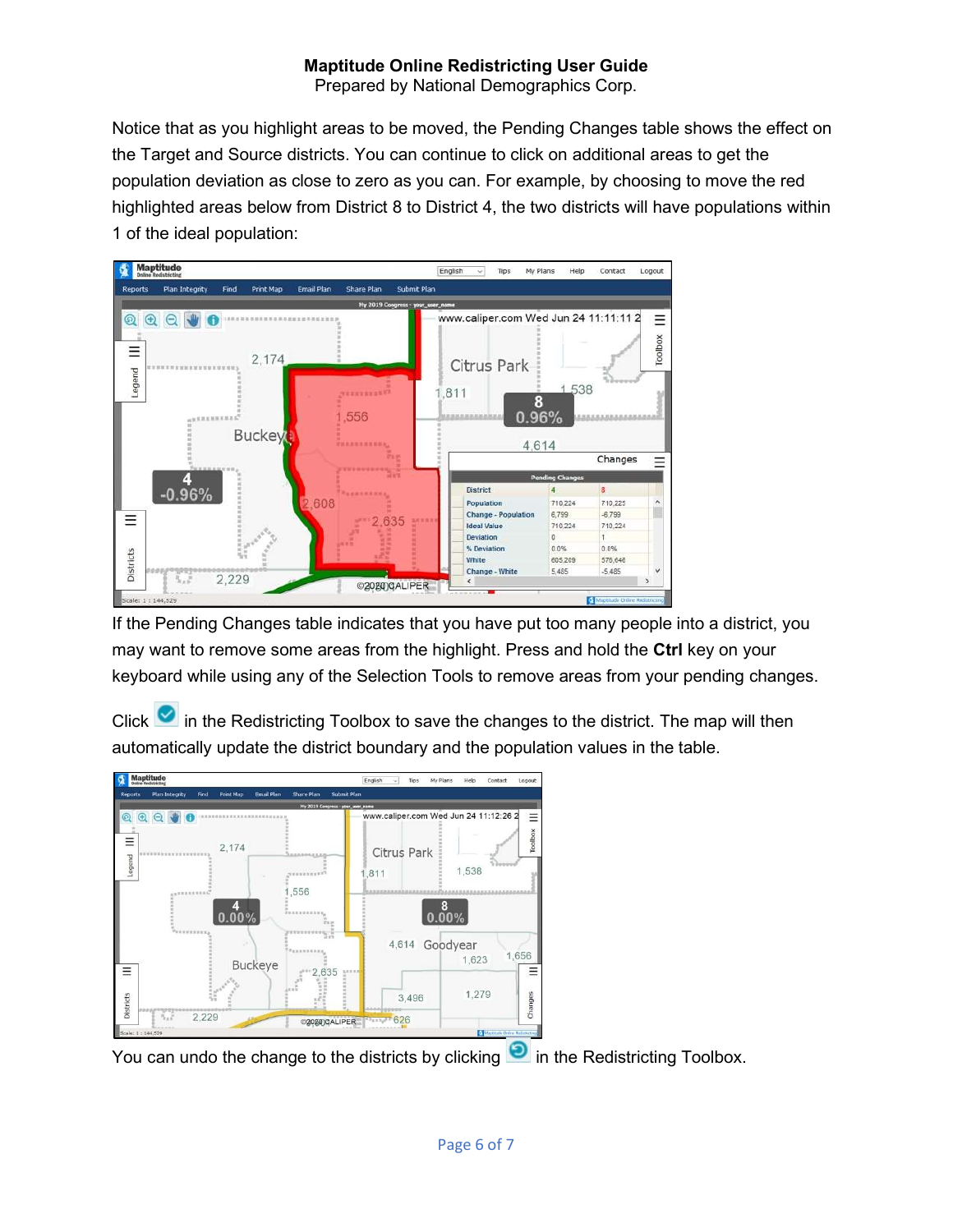Notice that as you highlight areas to be moved, the Pending Changes table shows the effect on the Target and Source districts. You can continue to click on additional areas to get the population deviation as close to zero as you can. For example, by choosing to move the red highlighted areas below from District 8 to District 4, the two districts will have populations within 1 of the ideal population:

If the Pending Changes table indicates that you have put too many people into a district, you may want to remove some areas from the highlight. Press and hold the **Ctrl** key on your keyboard while using any of the Selection Tools to remove areas from your pending changes.

Click in the Redistricting Toolbox to save the changes to the district. The map will then automatically update the district boundary and the population values in the table.

You can undo the change to the districts by clicking in the Redistricting Toolbox.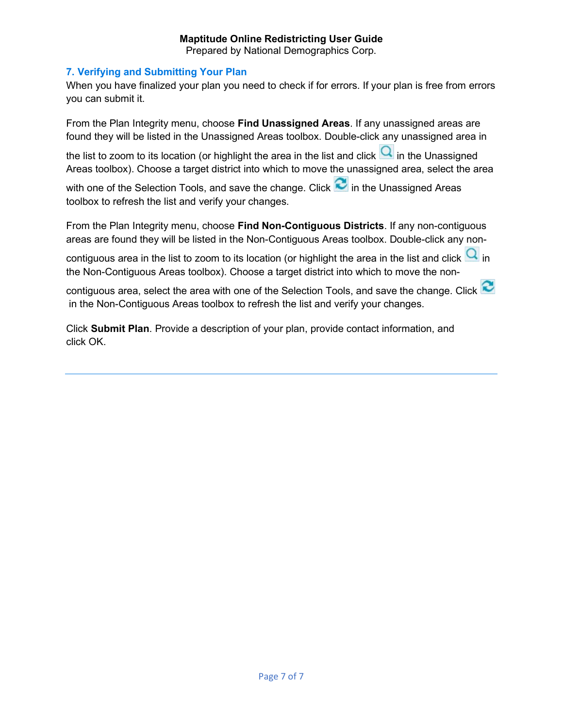## 7. Verifying and Submitting Your Plan

When you have finalized your plan you need to check if for errors. If your plan is free from errors you can submit it.

From the Plan Integrity menu, choose **Find Unassigned Areas**. If any unassigned areas are found they will be listed in the Unassigned Areas toolbox. Double-click any unassigned area in the list to zoom to its location (or highlight the area in the list and click in the Unassigned Areas toolbox). Choose a target district into which to move the unassigned area, select the area with one of the Selection Tools, and save the change. Click in the Unassigned Areas toolbox to refresh the list and verify your changes.

From the Plan Integrity menu, choose **Find Non-Contiguous Districts**. If any non-contiguous areas are found they will be listed in the Non-Contiguous Areas toolbox. Double-click any non-contiguous area in the list to zoom to its location (or highlight the area in the list and click in the Non-Contiguous Areas toolbox). Choose a target district into which to move the non-contiguous area, select the area with one of the Selection Tools, and save the change. Click in the Non-Contiguous Areas toolbox to refresh the list and verify your changes.

Click **Submit Plan**. Provide a description of your plan, provide contact information, and click OK.